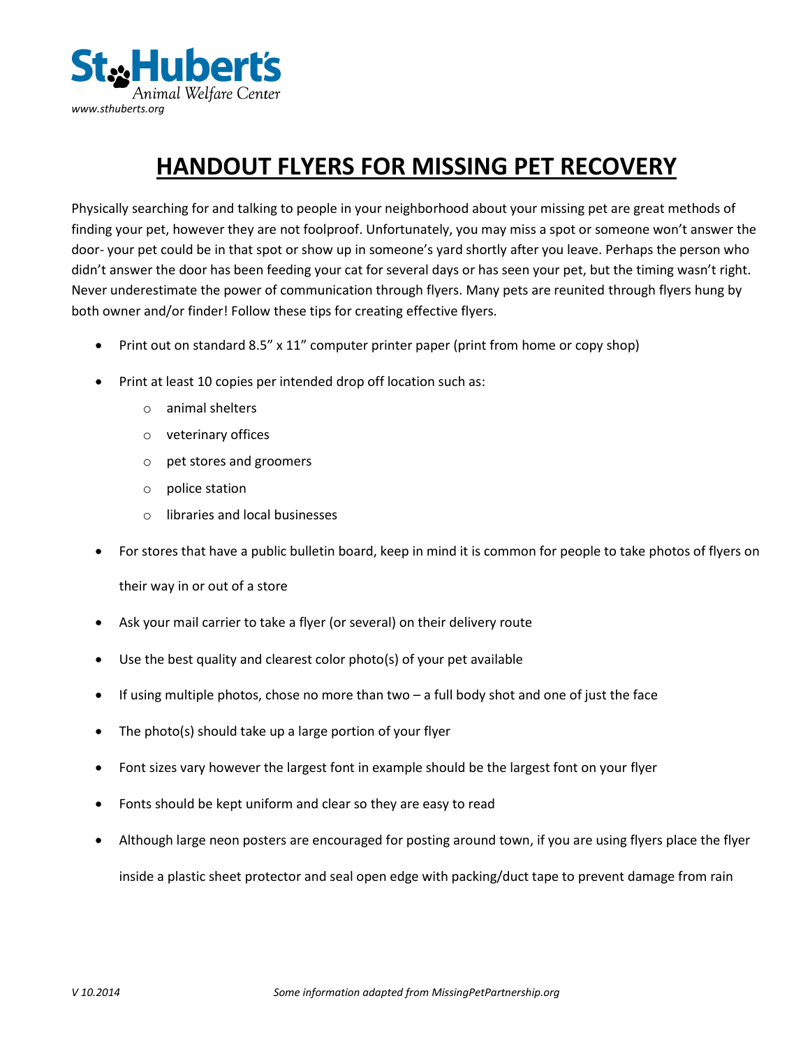St. Hubert's Animal Welfare Center
*www.sthuberts.org*

# HANDOUT FLYERS FOR MISSING PET RECOVERY

Physically searching for and talking to people in your neighborhood about your missing pet are great methods of finding your pet, however they are not foolproof. Unfortunately, you may miss a spot or someone won't answer the door- your pet could be in that spot or show up in someone's yard shortly after you leave. Perhaps the person who didn't answer the door has been feeding your cat for several days or has seen your pet, but the timing wasn't right. Never underestimate the power of communication through flyers. Many pets are reunited through flyers hung by both owner and/or finder! Follow these tips for creating effective flyers.

- Print out on standard 8.5" x 11" computer printer paper (print from home or copy shop)
- Print at least 10 copies per intended drop off location such as:
  - animal shelters
  - veterinary offices
  - pet stores and groomers
  - police station
  - libraries and local businesses
- For stores that have a public bulletin board, keep in mind it is common for people to take photos of flyers on their way in or out of a store
- Ask your mail carrier to take a flyer (or several) on their delivery route
- Use the best quality and clearest color photo(s) of your pet available
- If using multiple photos, chose no more than two – a full body shot and one of just the face
- The photo(s) should take up a large portion of your flyer
- Font sizes vary however the largest font in example should be the largest font on your flyer
- Fonts should be kept uniform and clear so they are easy to read
- Although large neon posters are encouraged for posting around town, if you are using flyers place the flyer inside a plastic sheet protector and seal open edge with packing/duct tape to prevent damage from rain

*V 10.2014* *Some information adapted from MissingPetPartnership.org*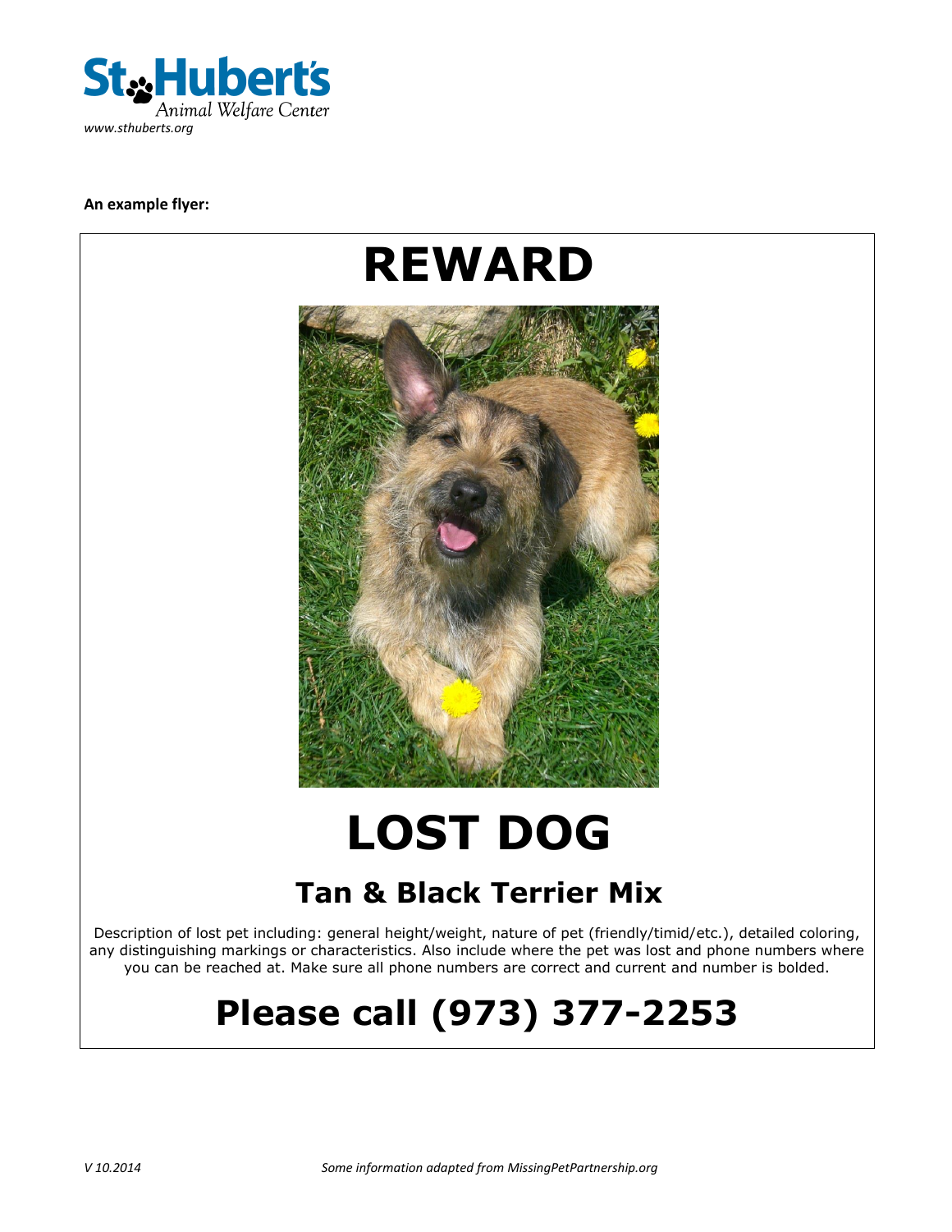St. Hubert's Animal Welfare Center
*www.sthuberts.org*

**An example flyer:**

# REWARD

# LOST DOG

## Tan & Black Terrier Mix

Description of lost pet including: general height/weight, nature of pet (friendly/timid/etc.), detailed coloring, any distinguishing markings or characteristics. Also include where the pet was lost and phone numbers where you can be reached at. Make sure all phone numbers are correct and current and number is bolded.

# Please call (973) 377-2253

*V 10.2014*

*Some information adapted from MissingPetPartnership.org*